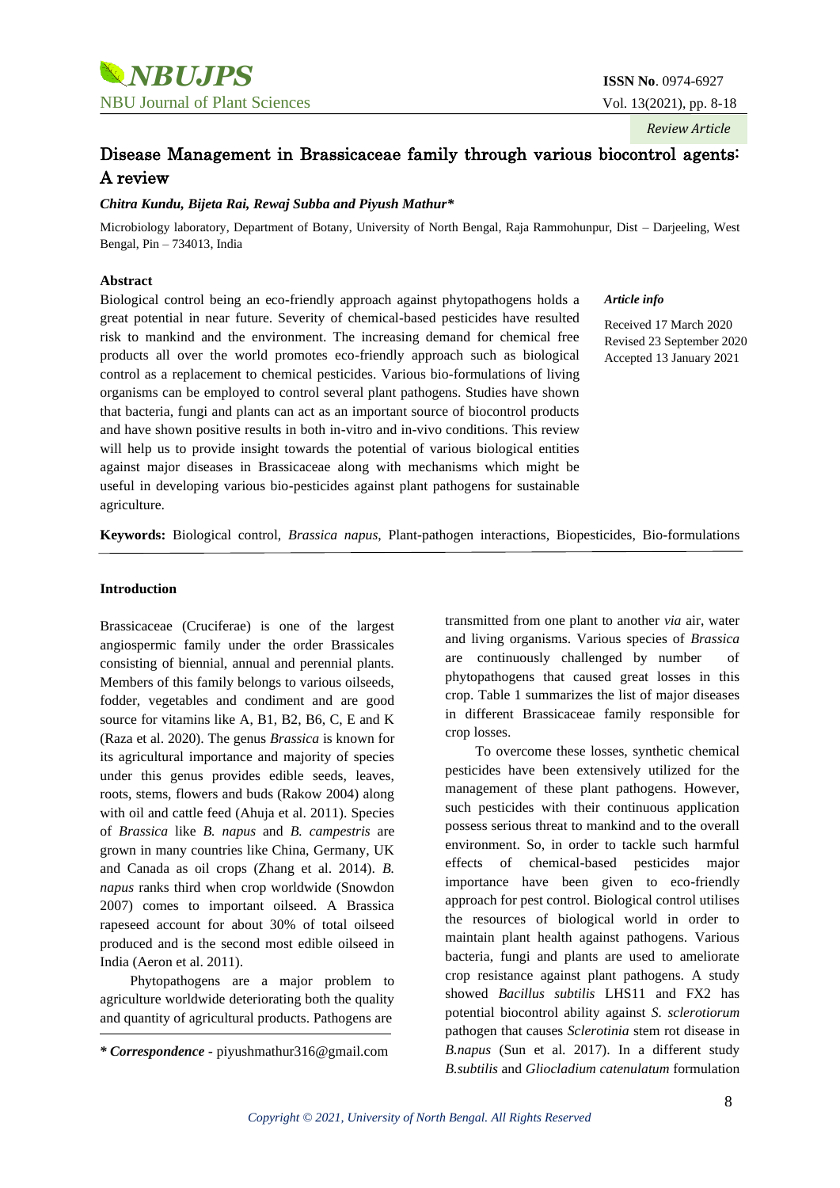*Review Article*

# Disease Management in Brassicaceae family through various biocontrol agents: A review

***Chitra Kundu, Bijeta Rai, Rewaj Subba and Piyush Mathur****

Microbiology laboratory, Department of Botany, University of North Bengal, Raja Rammohunpur, Dist – Darjeeling, West Bengal, Pin – 734013, India

### Abstract

Biological control being an eco-friendly approach against phytopathogens holds a great potential in near future. Severity of chemical-based pesticides have resulted risk to mankind and the environment. The increasing demand for chemical free products all over the world promotes eco-friendly approach such as biological control as a replacement to chemical pesticides. Various bio-formulations of living organisms can be employed to control several plant pathogens. Studies have shown that bacteria, fungi and plants can act as an important source of biocontrol products and have shown positive results in both in-vitro and in-vivo conditions. This review will help us to provide insight towards the potential of various biological entities against major diseases in Brassicaceae along with mechanisms which might be useful in developing various bio-pesticides against plant pathogens for sustainable agriculture.

*Article info*

Received 17 March 2020
Revised 23 September 2020
Accepted 13 January 2021

**Keywords:** Biological control, *Brassica napus*, Plant-pathogen interactions, Biopesticides, Bio-formulations

### Introduction

Brassicaceae (Cruciferae) is one of the largest angiospermic family under the order Brassicales consisting of biennial, annual and perennial plants. Members of this family belongs to various oilseeds, fodder, vegetables and condiment and are good source for vitamins like A, B1, B2, B6, C, E and K (Raza et al. 2020). The genus *Brassica* is known for its agricultural importance and majority of species under this genus provides edible seeds, leaves, roots, stems, flowers and buds (Rakow 2004) along with oil and cattle feed (Ahuja et al. 2011). Species of *Brassica* like *B. napus* and *B. campestris* are grown in many countries like China, Germany, UK and Canada as oil crops (Zhang et al. 2014). *B. napus* ranks third when crop worldwide (Snowdon 2007) comes to important oilseed. A Brassica rapeseed account for about 30% of total oilseed produced and is the second most edible oilseed in India (Aeron et al. 2011).

Phytopathogens are a major problem to agriculture worldwide deteriorating both the quality and quantity of agricultural products. Pathogens are transmitted from one plant to another *via* air, water and living organisms. Various species of *Brassica* are continuously challenged by number of phytopathogens that caused great losses in this crop. Table 1 summarizes the list of major diseases in different Brassicaceae family responsible for crop losses.

To overcome these losses, synthetic chemical pesticides have been extensively utilized for the management of these plant pathogens. However, such pesticides with their continuous application possess serious threat to mankind and to the overall environment. So, in order to tackle such harmful effects of chemical-based pesticides major importance have been given to eco-friendly approach for pest control. Biological control utilises the resources of biological world in order to maintain plant health against pathogens. Various bacteria, fungi and plants are used to ameliorate crop resistance against plant pathogens. A study showed *Bacillus subtilis* LHS11 and FX2 has potential biocontrol ability against *S. sclerotiorum* pathogen that causes *Sclerotinia* stem rot disease in *B.napus* (Sun et al. 2017). In a different study *B.subtilis* and *Gliocladium catenulatum* formulation

***** ***Correspondence*** - piyushmathur316@gmail.com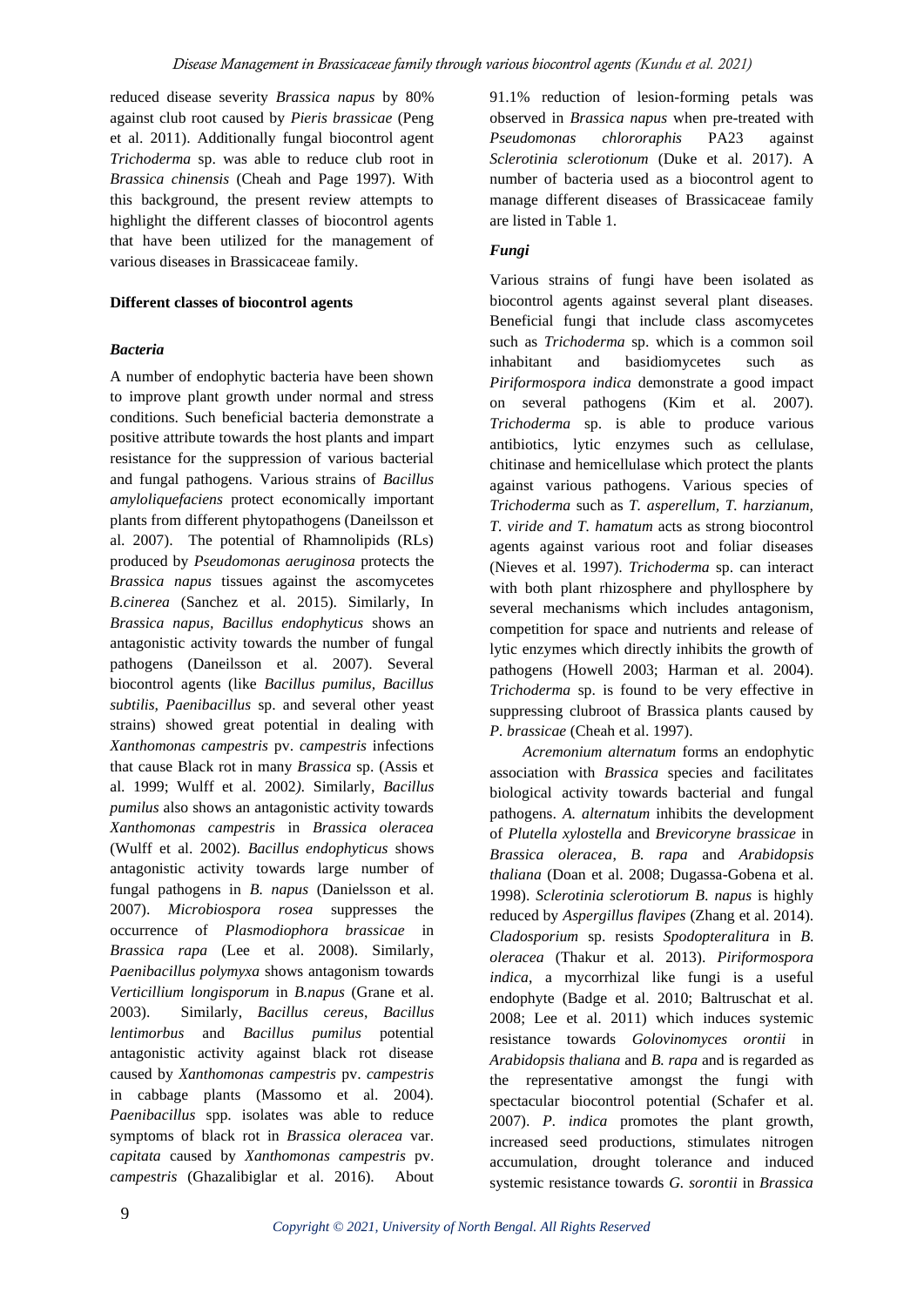reduced disease severity *Brassica napus* by 80% against club root caused by *Pieris brassicae* (Peng et al. 2011). Additionally fungal biocontrol agent *Trichoderma* sp. was able to reduce club root in *Brassica chinensis* (Cheah and Page 1997). With this background, the present review attempts to highlight the different classes of biocontrol agents that have been utilized for the management of various diseases in Brassicaceae family.

**Different classes of biocontrol agents**

***Bacteria***

A number of endophytic bacteria have been shown to improve plant growth under normal and stress conditions. Such beneficial bacteria demonstrate a positive attribute towards the host plants and impart resistance for the suppression of various bacterial and fungal pathogens. Various strains of *Bacillus amyloliquefaciens* protect economically important plants from different phytopathogens (Daneilsson et al. 2007). The potential of Rhamnolipids (RLs) produced by *Pseudomonas aeruginosa* protects the *Brassica napus* tissues against the ascomycetes *B.cinerea* (Sanchez et al. 2015). Similarly, In *Brassica napus, Bacillus endophyticus* shows an antagonistic activity towards the number of fungal pathogens (Daneilsson et al. 2007). Several biocontrol agents (like *Bacillus pumilus, Bacillus subtilis, Paenibacillus* sp. and several other yeast strains) showed great potential in dealing with *Xanthomonas campestris* pv. *campestris* infections that cause Black rot in many *Brassica* sp. (Assis et al. 1999; Wulff et al. 2002). Similarly, *Bacillus pumilus* also shows an antagonistic activity towards *Xanthomonas campestris* in *Brassica oleracea* (Wulff et al. 2002). *Bacillus endophyticus* shows antagonistic activity towards large number of fungal pathogens in *B. napus* (Danielsson et al. 2007). *Microbiospora rosea* suppresses the occurrence of *Plasmodiophora brassicae* in *Brassica rapa* (Lee et al. 2008). Similarly, *Paenibacillus polymyxa* shows antagonism towards *Verticillium longisporum* in *B.napus* (Grane et al. 2003). Similarly, *Bacillus cereus*, *Bacillus lentimorbus* and *Bacillus pumilus* potential antagonistic activity against black rot disease caused by *Xanthomonas campestris* pv. *campestris* in cabbage plants (Massomo et al. 2004). *Paenibacillus* spp. isolates was able to reduce symptoms of black rot in *Brassica oleracea* var. *capitata* caused by *Xanthomonas campestris* pv. *campestris* (Ghazalibiglar et al. 2016). About 91.1% reduction of lesion-forming petals was observed in *Brassica napus* when pre-treated with *Pseudomonas chlororaphis* PA23 against *Sclerotinia sclerotionum* (Duke et al. 2017). A number of bacteria used as a biocontrol agent to manage different diseases of Brassicaceae family are listed in Table 1.

***Fungi***

Various strains of fungi have been isolated as biocontrol agents against several plant diseases. Beneficial fungi that include class ascomycetes such as *Trichoderma* sp. which is a common soil inhabitant and basidiomycetes such as *Piriformospora indica* demonstrate a good impact on several pathogens (Kim et al. 2007). *Trichoderma* sp. is able to produce various antibiotics, lytic enzymes such as cellulase, chitinase and hemicellulase which protect the plants against various pathogens. Various species of *Trichoderma* such as *T. asperellum, T. harzianum, T. viride and T. hamatum* acts as strong biocontrol agents against various root and foliar diseases (Nieves et al. 1997). *Trichoderma* sp. can interact with both plant rhizosphere and phyllosphere by several mechanisms which includes antagonism, competition for space and nutrients and release of lytic enzymes which directly inhibits the growth of pathogens (Howell 2003; Harman et al. 2004). *Trichoderma* sp. is found to be very effective in suppressing clubroot of Brassica plants caused by *P. brassicae* (Cheah et al. 1997).

*Acremonium alternatum* forms an endophytic association with *Brassica* species and facilitates biological activity towards bacterial and fungal pathogens. *A. alternatum* inhibits the development of *Plutella xylostella* and *Brevicoryne brassicae* in *Brassica oleracea*, *B. rapa* and *Arabidopsis thaliana* (Doan et al. 2008; Dugassa-Gobena et al. 1998). *Sclerotinia sclerotiorum B. napus* is highly reduced by *Aspergillus flavipes* (Zhang et al. 2014). *Cladosporium* sp. resists *Spodopteralitura* in *B. oleracea* (Thakur et al. 2013). *Piriformospora indica*, a mycorrhizal like fungi is a useful endophyte (Badge et al. 2010; Baltruschat et al. 2008; Lee et al. 2011) which induces systemic resistance towards *Golovinomyces orontii* in *Arabidopsis thaliana* and *B. rapa* and is regarded as the representative amongst the fungi with spectacular biocontrol potential (Schafer et al. 2007). *P. indica* promotes the plant growth, increased seed productions, stimulates nitrogen accumulation, drought tolerance and induced systemic resistance towards *G. sorontii* in *Brassica*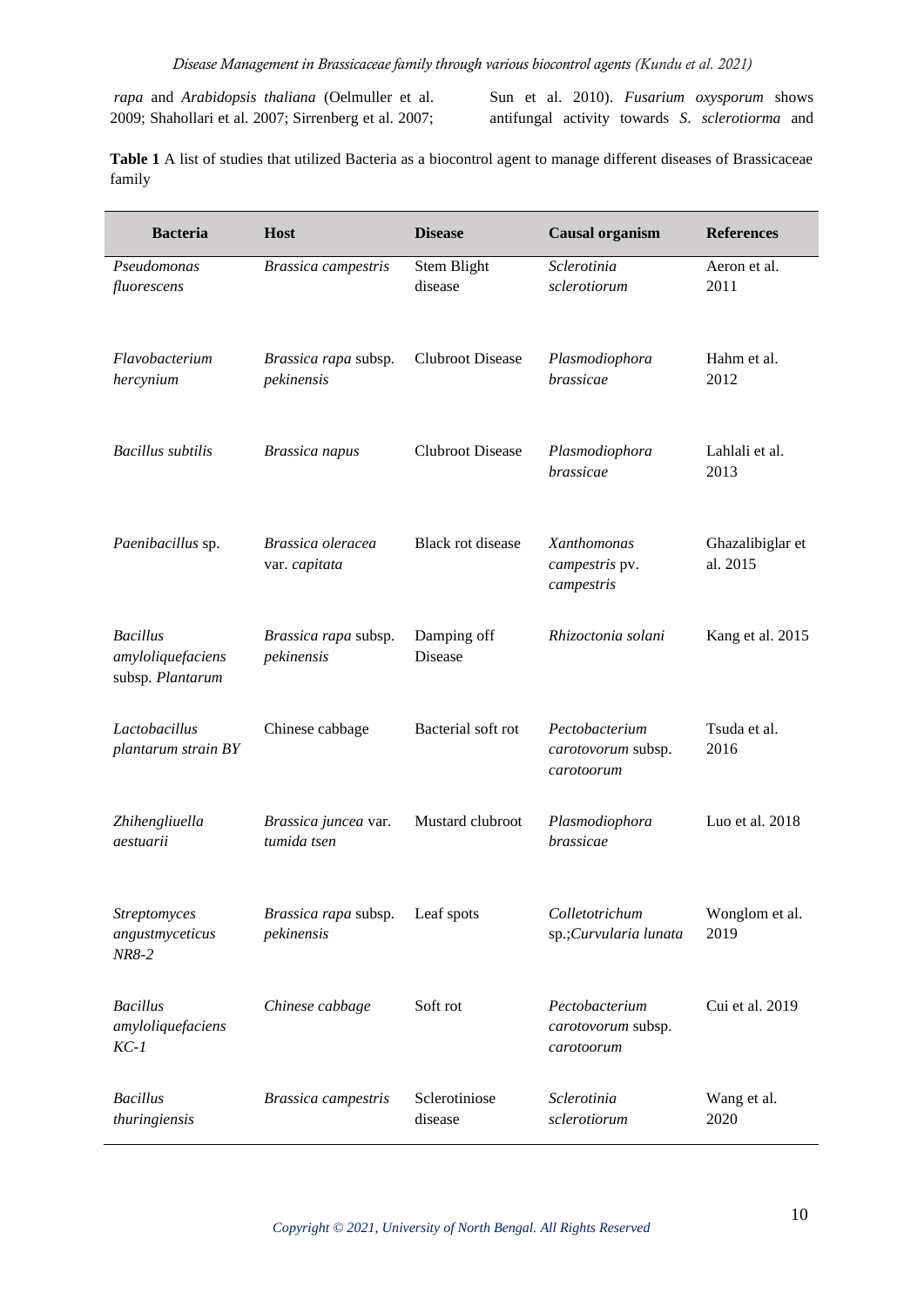*rapa* and *Arabidopsis thaliana* (Oelmuller et al. 2009; Shahollari et al. 2007; Sirrenberg et al. 2007; Sun et al. 2010). *Fusarium oxysporum* shows antifungal activity towards *S. sclerotiorma* and

**Table 1** A list of studies that utilized Bacteria as a biocontrol agent to manage different diseases of Brassicaceae family

| Bacteria | Host | Disease | Causal organism | References |
|---|---|---|---|---|
| *Pseudomonas fluorescens* | *Brassica campestris* | Stem Blight disease | *Sclerotinia sclerotiorum* | Aeron et al. 2011 |
| *Flavobacterium hercynium* | *Brassica rapa* subsp. *pekinensis* | Clubroot Disease | *Plasmodiophora brassicae* | Hahm et al. 2012 |
| *Bacillus subtilis* | *Brassica napus* | Clubroot Disease | *Plasmodiophora brassicae* | Lahlali et al. 2013 |
| *Paenibacillus* sp. | *Brassica oleracea* var. *capitata* | Black rot disease | *Xanthomonas campestris* pv. *campestris* | Ghazalibiglar et al. 2015 |
| *Bacillus amyloliquefaciens* subsp. *Plantarum* | *Brassica rapa* subsp. *pekinensis* | Damping off Disease | *Rhizoctonia solani* | Kang et al. 2015 |
| *Lactobacillus plantarum strain BY* | Chinese cabbage | Bacterial soft rot | *Pectobacterium carotovorum* subsp. *carotoorum* | Tsuda et al. 2016 |
| *Zhihengliuella aestuarii* | *Brassica juncea* var. *tumida tsen* | Mustard clubroot | *Plasmodiophora brassicae* | Luo et al. 2018 |
| *Streptomyces angustmyceticus NR8-2* | *Brassica rapa* subsp. *pekinensis* | Leaf spots | *Colletotrichum* sp.;*Curvularia lunata* | Wonglom et al. 2019 |
| *Bacillus amyloliquefaciens KC-1* | *Chinese cabbage* | Soft rot | *Pectobacterium carotovorum* subsp. *carotoorum* | Cui et al. 2019 |
| *Bacillus thuringiensis* | *Brassica campestris* | Sclerotiniose disease | *Sclerotinia sclerotiorum* | Wang et al. 2020 |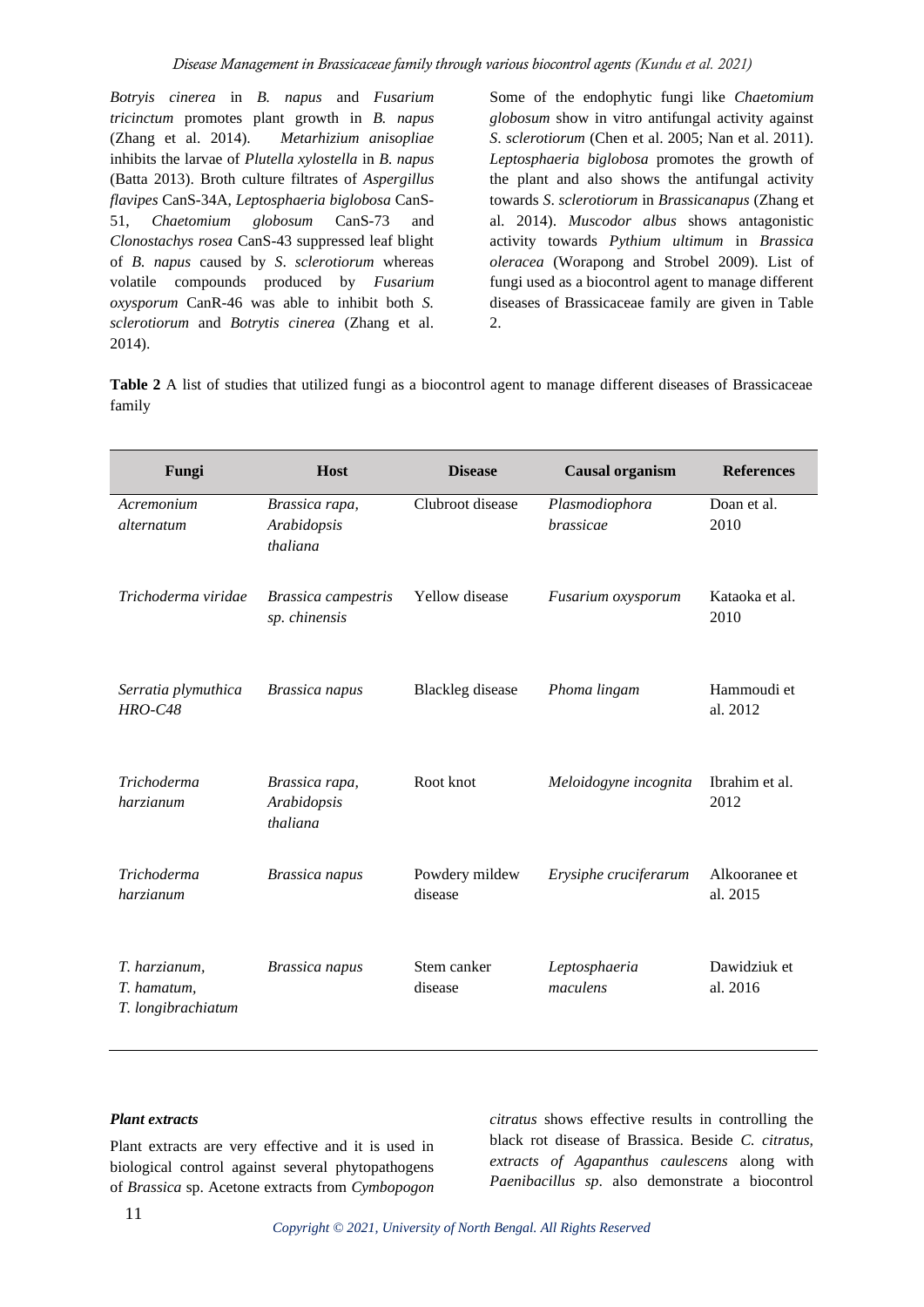*Botryis cinerea* in *B. napus* and *Fusarium tricinctum* promotes plant growth in *B. napus* (Zhang et al. 2014). *Metarhizium anisopliae* inhibits the larvae of *Plutella xylostella* in *B. napus* (Batta 2013). Broth culture filtrates of *Aspergillus flavipes* CanS-34A, *Leptosphaeria biglobosa* CanS-51, *Chaetomium globosum* CanS-73 and *Clonostachys rosea* CanS-43 suppressed leaf blight of *B. napus* caused by *S. sclerotiorum* whereas volatile compounds produced by *Fusarium oxysporum* CanR-46 was able to inhibit both *S. sclerotiorum* and *Botrytis cinerea* (Zhang et al. 2014).

Some of the endophytic fungi like *Chaetomium globosum* show in vitro antifungal activity against *S. sclerotiorum* (Chen et al. 2005; Nan et al. 2011). *Leptosphaeria biglobosa* promotes the growth of the plant and also shows the antifungal activity towards *S. sclerotiorum* in *Brassicanapus* (Zhang et al. 2014). *Muscodor albus* shows antagonistic activity towards *Pythium ultimum* in *Brassica oleracea* (Worapong and Strobel 2009). List of fungi used as a biocontrol agent to manage different diseases of Brassicaceae family are given in Table 2.

**Table 2** A list of studies that utilized fungi as a biocontrol agent to manage different diseases of Brassicaceae family

| Fungi | Host | Disease | Causal organism | References |
|---|---|---|---|---|
| *Acremonium alternatum* | *Brassica rapa, Arabidopsis thaliana* | Clubroot disease | *Plasmodiophora brassicae* | Doan et al. 2010 |
| *Trichoderma viridae* | *Brassica campestris sp. chinensis* | Yellow disease | *Fusarium oxysporum* | Kataoka et al. 2010 |
| *Serratia plymuthica HRO-C48* | *Brassica napus* | Blackleg disease | *Phoma lingam* | Hammoudi et al. 2012 |
| *Trichoderma harzianum* | *Brassica rapa, Arabidopsis thaliana* | Root knot | *Meloidogyne incognita* | Ibrahim et al. 2012 |
| *Trichoderma harzianum* | *Brassica napus* | Powdery mildew disease | *Erysiphe cruciferarum* | Alkooranee et al. 2015 |
| *T. harzianum, T. hamatum, T. longibrachiatum* | *Brassica napus* | Stem canker disease | *Leptosphaeria maculens* | Dawidziuk et al. 2016 |

***Plant extracts***

Plant extracts are very effective and it is used in biological control against several phytopathogens of *Brassica* sp. Acetone extracts from *Cymbopogon citratus* shows effective results in controlling the black rot disease of Brassica. Beside *C. citratus, extracts of Agapanthus caulescens* along with *Paenibacillus sp*. also demonstrate a biocontrol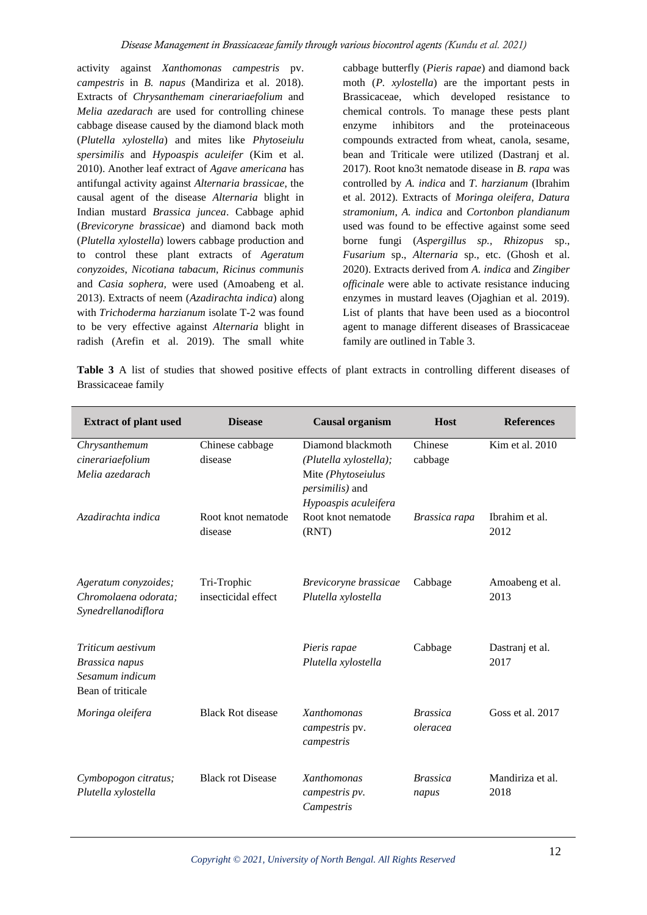activity against *Xanthomonas campestris* pv. *campestris* in *B. napus* (Mandiriza et al. 2018). Extracts of *Chrysanthemam cinerariaefolium* and *Melia azedarach* are used for controlling chinese cabbage disease caused by the diamond black moth (*Plutella xylostella*) and mites like *Phytoseiulu spersimilis* and *Hypoaspis aculeifer* (Kim et al. 2010). Another leaf extract of *Agave americana* has antifungal activity against *Alternaria brassicae*, the causal agent of the disease *Alternaria* blight in Indian mustard *Brassica juncea*. Cabbage aphid (*Brevicoryne brassicae*) and diamond back moth (*Plutella xylostella*) lowers cabbage production and to control these plant extracts of *Ageratum conyzoides*, *Nicotiana tabacum*, *Ricinus communis* and *Casia sophera*, were used (Amoabeng et al. 2013). Extracts of neem (*Azadirachta indica*) along with *Trichoderma harzianum* isolate T-2 was found to be very effective against *Alternaria* blight in radish (Arefin et al. 2019). The small white cabbage butterfly (*Pieris rapae*) and diamond back moth (*P. xylostella*) are the important pests in Brassicaceae, which developed resistance to chemical controls. To manage these pests plant enzyme inhibitors and the proteinaceous compounds extracted from wheat, canola, sesame, bean and Triticale were utilized (Dastranj et al. 2017). Root kno3t nematode disease in *B. rapa* was controlled by *A. indica* and *T. harzianum* (Ibrahim et al. 2012). Extracts of *Moringa oleifera*, *Datura stramonium*, *A. indica* and *Cortonbon plandianum* used was found to be effective against some seed borne fungi (*Aspergillus sp., Rhizopus* sp., *Fusarium* sp., *Alternaria* sp., etc. (Ghosh et al. 2020). Extracts derived from *A. indica* and *Zingiber officinale* were able to activate resistance inducing enzymes in mustard leaves (Ojaghian et al. 2019). List of plants that have been used as a biocontrol agent to manage different diseases of Brassicaceae family are outlined in Table 3.

**Table 3** A list of studies that showed positive effects of plant extracts in controlling different diseases of Brassicaceae family

| Extract of plant used | Disease | Causal organism | Host | References |
|---|---|---|---|---|
| *Chrysanthemum cinerariaefolium* *Melia azedarach* | Chinese cabbage disease | Diamond blackmoth *(Plutella xylostella);* Mite *(Phytoseiulus persimilis)* and *Hypoaspis aculeifera* | Chinese cabbage | Kim et al. 2010 |
| *Azadirachta indica* | Root knot nematode disease | Root knot nematode (RNT) | *Brassica rapa* | Ibrahim et al. 2012 |
| *Ageratum conyzoides; Chromolaena odorata; Synedrellanodiflora* | Tri-Trophic insecticidal effect | *Brevicoryne brassicae Plutella xylostella* | Cabbage | Amoabeng et al. 2013 |
| *Triticum aestivum* *Brassica napus* *Sesamum indicum* Bean of triticale | | *Pieris rapae* *Plutella xylostella* | Cabbage | Dastranj et al. 2017 |
| *Moringa oleifera* | Black Rot disease | *Xanthomonas campestris* pv. *campestris* | *Brassica oleracea* | Goss et al. 2017 |
| *Cymbopogon citratus; Plutella xylostella* | Black rot Disease | *Xanthomonas campestris pv. Campestris* | *Brassica napus* | Mandiriza et al. 2018 |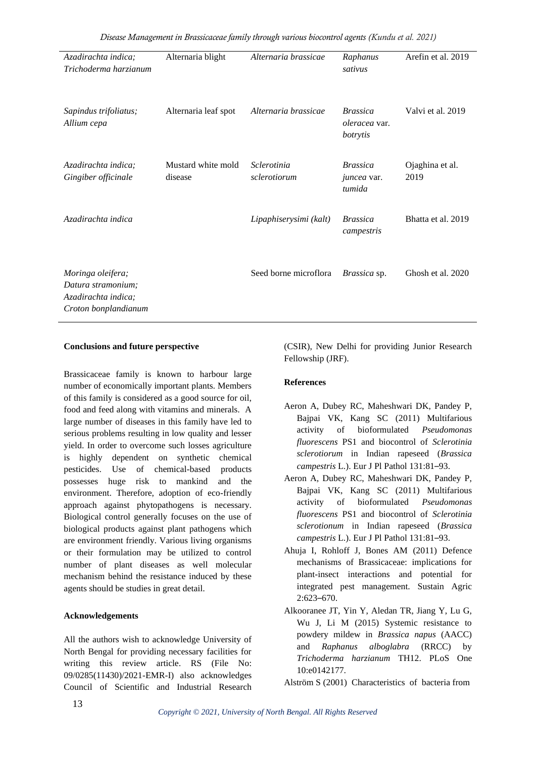| | | | | |
|---|---|---|---|---|
| *Azadirachta indica; Trichoderma harzianum* | Alternaria blight | *Alternaria brassicae* | *Raphanus sativus* | Arefin et al. 2019 |
| *Sapindus trifoliatus; Allium cepa* | Alternaria leaf spot | *Alternaria brassicae* | *Brassica oleracea* var. *botrytis* | Valvi et al. 2019 |
| *Azadirachta indica; Gingiber officinale* | Mustard white mold disease | *Sclerotinia sclerotiorum* | *Brassica juncea* var. *tumida* | Ojaghina et al. 2019 |
| *Azadirachta indica* | | *Lipaphiserysimi (kalt)* | *Brassica campestris* | Bhatta et al. 2019 |
| *Moringa oleifera; Datura stramonium; Azadirachta indica; Croton bonplandianum* | | Seed borne microflora | *Brassica* sp. | Ghosh et al. 2020 |

**Conclusions and future perspective**

Brassicaceae family is known to harbour large number of economically important plants. Members of this family is considered as a good source for oil, food and feed along with vitamins and minerals. A large number of diseases in this family have led to serious problems resulting in low quality and lesser yield. In order to overcome such losses agriculture is highly dependent on synthetic chemical pesticides. Use of chemical-based products possesses huge risk to mankind and the environment. Therefore, adoption of eco-friendly approach against phytopathogens is necessary. Biological control generally focuses on the use of biological products against plant pathogens which are environment friendly. Various living organisms or their formulation may be utilized to control number of plant diseases as well molecular mechanism behind the resistance induced by these agents should be studies in great detail.

**Acknowledgements**

All the authors wish to acknowledge University of North Bengal for providing necessary facilities for writing this review article. RS (File No: 09/0285(11430)/2021-EMR-I) also acknowledges Council of Scientific and Industrial Research (CSIR), New Delhi for providing Junior Research Fellowship (JRF).

**References**

Aeron A, Dubey RC, Maheshwari DK, Pandey P, Bajpai VK, Kang SC (2011) Multifarious activity of bioformulated *Pseudomonas fluorescens* PS1 and biocontrol of *Sclerotinia sclerotiorum* in Indian rapeseed (*Brassica campestris* L.). Eur J Pl Pathol 131:81–93.

Aeron A, Dubey RC, Maheshwari DK, Pandey P, Bajpai VK, Kang SC (2011) Multifarious activity of bioformulated *Pseudomonas fluorescens* PS1 and biocontrol of *Sclerotinia sclerotionum* in Indian rapeseed (*Brassica campestris* L.). Eur J Pl Pathol 131:81–93.

Ahuja I, Rohloff J, Bones AM (2011) Defence mechanisms of Brassicaceae: implications for plant-insect interactions and potential for integrated pest management. Sustain Agric 2:623–670.

Alkooranee JT, Yin Y, Aledan TR, Jiang Y, Lu G, Wu J, Li M (2015) Systemic resistance to powdery mildew in *Brassica napus* (AACC) and *Raphanus alboglabra* (RRCC) by *Trichoderma harzianum* TH12. PLoS One 10:e0142177.

Alström S (2001) Characteristics of bacteria from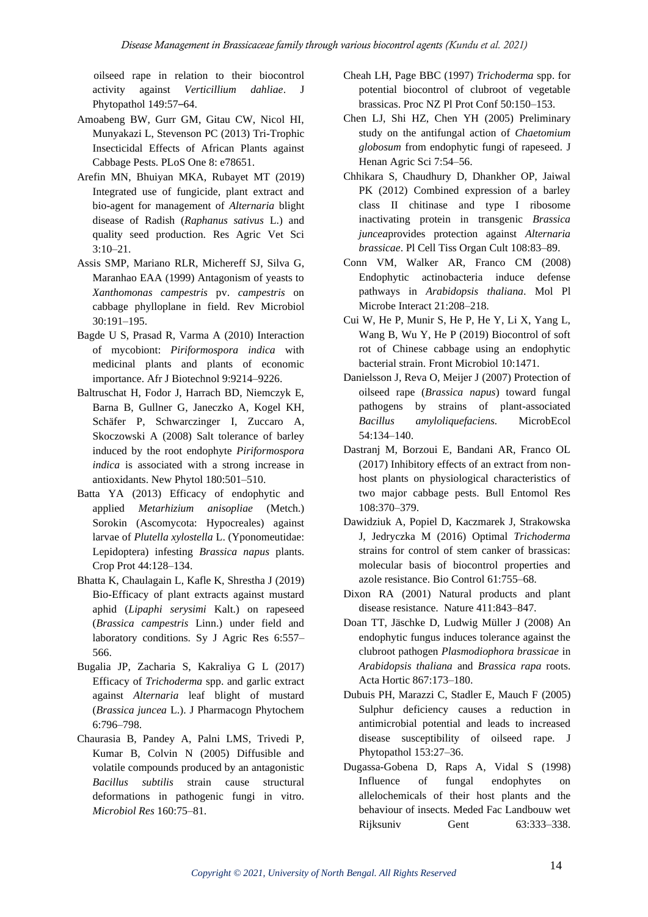oilseed rape in relation to their biocontrol activity against *Verticillium dahliae*. J Phytopathol 149:57–64.

Amoabeng BW, Gurr GM, Gitau CW, Nicol HI, Munyakazi L, Stevenson PC (2013) Tri-Trophic Insecticidal Effects of African Plants against Cabbage Pests. PLoS One 8: e78651.

Arefin MN, Bhuiyan MKA, Rubayet MT (2019) Integrated use of fungicide, plant extract and bio-agent for management of *Alternaria* blight disease of Radish (*Raphanus sativus* L.) and quality seed production. Res Agric Vet Sci 3:10–21.

Assis SMP, Mariano RLR, Michereff SJ, Silva G, Maranhao EAA (1999) Antagonism of yeasts to *Xanthomonas campestris* pv. *campestris* on cabbage phylloplane in field. Rev Microbiol 30:191–195.

Bagde U S, Prasad R, Varma A (2010) Interaction of mycobiont: *Piriformospora indica* with medicinal plants and plants of economic importance. Afr J Biotechnol 9:9214–9226.

Baltruschat H, Fodor J, Harrach BD, Niemczyk E, Barna B, Gullner G, Janeczko A, Kogel KH, Schäfer P, Schwarczinger I, Zuccaro A, Skoczowski A (2008) Salt tolerance of barley induced by the root endophyte *Piriformospora indica* is associated with a strong increase in antioxidants. New Phytol 180:501–510.

Batta YA (2013) Efficacy of endophytic and applied *Metarhizium anisopliae* (Metch.) Sorokin (Ascomycota: Hypocreales) against larvae of *Plutella xylostella* L. (Yponomeutidae: Lepidoptera) infesting *Brassica napus* plants. Crop Prot 44:128–134.

Bhatta K, Chaulagain L, Kafle K, Shrestha J (2019) Bio-Efficacy of plant extracts against mustard aphid (*Lipaphi serysimi* Kalt.) on rapeseed (*Brassica campestris* Linn.) under field and laboratory conditions. Sy J Agric Res 6:557–566.

Bugalia JP, Zacharia S, Kakraliya G L (2017) Efficacy of *Trichoderma* spp. and garlic extract against *Alternaria* leaf blight of mustard (*Brassica juncea* L.). J Pharmacogn Phytochem 6:796–798.

Chaurasia B, Pandey A, Palni LMS, Trivedi P, Kumar B, Colvin N (2005) Diffusible and volatile compounds produced by an antagonistic *Bacillus subtilis* strain cause structural deformations in pathogenic fungi in vitro. *Microbiol Res* 160:75–81.

Cheah LH, Page BBC (1997) *Trichoderma* spp. for potential biocontrol of clubroot of vegetable brassicas. Proc NZ Pl Prot Conf 50:150–153.

Chen LJ, Shi HZ, Chen YH (2005) Preliminary study on the antifungal action of *Chaetomium globosum* from endophytic fungi of rapeseed. J Henan Agric Sci 7:54–56.

Chhikara S, Chaudhury D, Dhankher OP, Jaiwal PK (2012) Combined expression of a barley class II chitinase and type I ribosome inactivating protein in transgenic *Brassica juncea*provides protection against *Alternaria brassicae*. Pl Cell Tiss Organ Cult 108:83–89.

Conn VM, Walker AR, Franco CM (2008) Endophytic actinobacteria induce defense pathways in *Arabidopsis thaliana*. Mol Pl Microbe Interact 21:208–218.

Cui W, He P, Munir S, He P, He Y, Li X, Yang L, Wang B, Wu Y, He P (2019) Biocontrol of soft rot of Chinese cabbage using an endophytic bacterial strain. Front Microbiol 10:1471.

Danielsson J, Reva O, Meijer J (2007) Protection of oilseed rape (*Brassica napus*) toward fungal pathogens by strains of plant-associated *Bacillus amyloliquefaciens.* MicrobEcol 54:134–140.

Dastranj M, Borzoui E, Bandani AR, Franco OL (2017) Inhibitory effects of an extract from non-host plants on physiological characteristics of two major cabbage pests. Bull Entomol Res 108:370–379.

Dawidziuk A, Popiel D, Kaczmarek J, Strakowska J, Jedryczka M (2016) Optimal *Trichoderma* strains for control of stem canker of brassicas: molecular basis of biocontrol properties and azole resistance. Bio Control 61:755–68.

Dixon RA (2001) Natural products and plant disease resistance. Nature 411:843–847.

Doan TT, Jäschke D, Ludwig Müller J (2008) An endophytic fungus induces tolerance against the clubroot pathogen *Plasmodiophora brassicae* in *Arabidopsis thaliana* and *Brassica rapa* roots. Acta Hortic 867:173–180.

Dubuis PH, Marazzi C, Stadler E, Mauch F (2005) Sulphur deficiency causes a reduction in antimicrobial potential and leads to increased disease susceptibility of oilseed rape. J Phytopathol 153:27–36.

Dugassa-Gobena D, Raps A, Vidal S (1998) Influence of fungal endophytes on allelochemicals of their host plants and the behaviour of insects. Meded Fac Landbouw wet Rijksuniv Gent 63:333–338.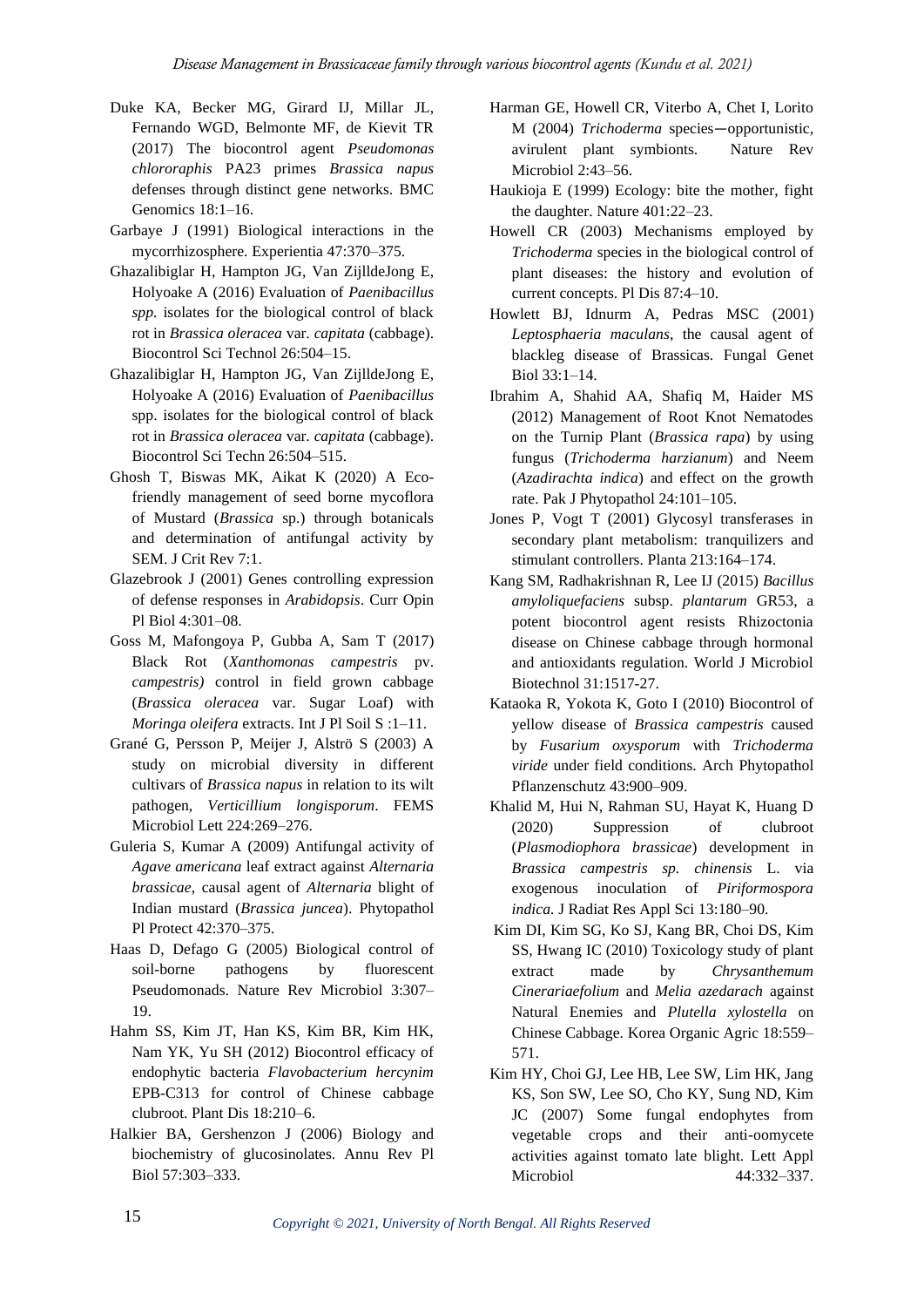Duke KA, Becker MG, Girard IJ, Millar JL, Fernando WGD, Belmonte MF, de Kievit TR (2017) The biocontrol agent *Pseudomonas chlororaphis* PA23 primes *Brassica napus* defenses through distinct gene networks. BMC Genomics 18:1–16.

Garbaye J (1991) Biological interactions in the mycorrhizosphere. Experientia 47:370–375.

Ghazalibiglar H, Hampton JG, Van ZijlldeJong E, Holyoake A (2016) Evaluation of *Paenibacillus spp.* isolates for the biological control of black rot in *Brassica oleracea* var. *capitata* (cabbage). Biocontrol Sci Technol 26:504–15.

Ghazalibiglar H, Hampton JG, Van ZijlldeJong E, Holyoake A (2016) Evaluation of *Paenibacillus* spp. isolates for the biological control of black rot in *Brassica oleracea* var. *capitata* (cabbage). Biocontrol Sci Techn 26:504–515.

Ghosh T, Biswas MK, Aikat K (2020) A Eco-friendly management of seed borne mycoflora of Mustard (*Brassica* sp.) through botanicals and determination of antifungal activity by SEM. J Crit Rev 7:1.

Glazebrook J (2001) Genes controlling expression of defense responses in *Arabidopsis*. Curr Opin Pl Biol 4:301–08.

Goss M, Mafongoya P, Gubba A, Sam T (2017) Black Rot (*Xanthomonas campestris* pv. *campestris)* control in field grown cabbage (*Brassica oleracea* var. Sugar Loaf) with *Moringa oleifera* extracts. Int J Pl Soil S :1–11.

Grané G, Persson P, Meijer J, Alströ S (2003) A study on microbial diversity in different cultivars of *Brassica napus* in relation to its wilt pathogen, *Verticillium longisporum*. FEMS Microbiol Lett 224:269–276.

Guleria S, Kumar A (2009) Antifungal activity of *Agave americana* leaf extract against *Alternaria brassicae*, causal agent of *Alternaria* blight of Indian mustard (*Brassica juncea*). Phytopathol Pl Protect 42:370–375.

Haas D, Defago G (2005) Biological control of soil-borne pathogens by fluorescent Pseudomonads. Nature Rev Microbiol 3:307–19.

Hahm SS, Kim JT, Han KS, Kim BR, Kim HK, Nam YK, Yu SH (2012) Biocontrol efficacy of endophytic bacteria *Flavobacterium hercynim* EPB-C313 for control of Chinese cabbage clubroot. Plant Dis 18:210–6.

Halkier BA, Gershenzon J (2006) Biology and biochemistry of glucosinolates. Annu Rev Pl Biol 57:303–333.

Harman GE, Howell CR, Viterbo A, Chet I, Lorito M (2004) *Trichoderma* species—opportunistic, avirulent plant symbionts. Nature Rev Microbiol 2:43–56.

Haukioja E (1999) Ecology: bite the mother, fight the daughter. Nature 401:22–23.

Howell CR (2003) Mechanisms employed by *Trichoderma* species in the biological control of plant diseases: the history and evolution of current concepts. Pl Dis 87:4–10.

Howlett BJ, Idnurm A, Pedras MSC (2001) *Leptosphaeria maculans*, the causal agent of blackleg disease of Brassicas. Fungal Genet Biol 33:1–14.

Ibrahim A, Shahid AA, Shafiq M, Haider MS (2012) Management of Root Knot Nematodes on the Turnip Plant (*Brassica rapa*) by using fungus (*Trichoderma harzianum*) and Neem (*Azadirachta indica*) and effect on the growth rate. Pak J Phytopathol 24:101–105.

Jones P, Vogt T (2001) Glycosyl transferases in secondary plant metabolism: tranquilizers and stimulant controllers. Planta 213:164–174.

Kang SM, Radhakrishnan R, Lee IJ (2015) *Bacillus amyloliquefaciens* subsp. *plantarum* GR53, a potent biocontrol agent resists Rhizoctonia disease on Chinese cabbage through hormonal and antioxidants regulation. World J Microbiol Biotechnol 31:1517-27.

Kataoka R, Yokota K, Goto I (2010) Biocontrol of yellow disease of *Brassica campestris* caused by *Fusarium oxysporum* with *Trichoderma viride* under field conditions. Arch Phytopathol Pflanzenschutz 43:900–909.

Khalid M, Hui N, Rahman SU, Hayat K, Huang D (2020) Suppression of clubroot (*Plasmodiophora brassicae*) development in *Brassica campestris sp. chinensis* L. via exogenous inoculation of *Piriformospora indica.* J Radiat Res Appl Sci 13:180–90.

Kim DI, Kim SG, Ko SJ, Kang BR, Choi DS, Kim SS, Hwang IC (2010) Toxicology study of plant extract made by *Chrysanthemum Cinerariaefolium* and *Melia azedarach* against Natural Enemies and *Plutella xylostella* on Chinese Cabbage. Korea Organic Agric 18:559–571.

Kim HY, Choi GJ, Lee HB, Lee SW, Lim HK, Jang KS, Son SW, Lee SO, Cho KY, Sung ND, Kim JC (2007) Some fungal endophytes from vegetable crops and their anti-oomycete activities against tomato late blight. Lett Appl Microbiol 44:332–337.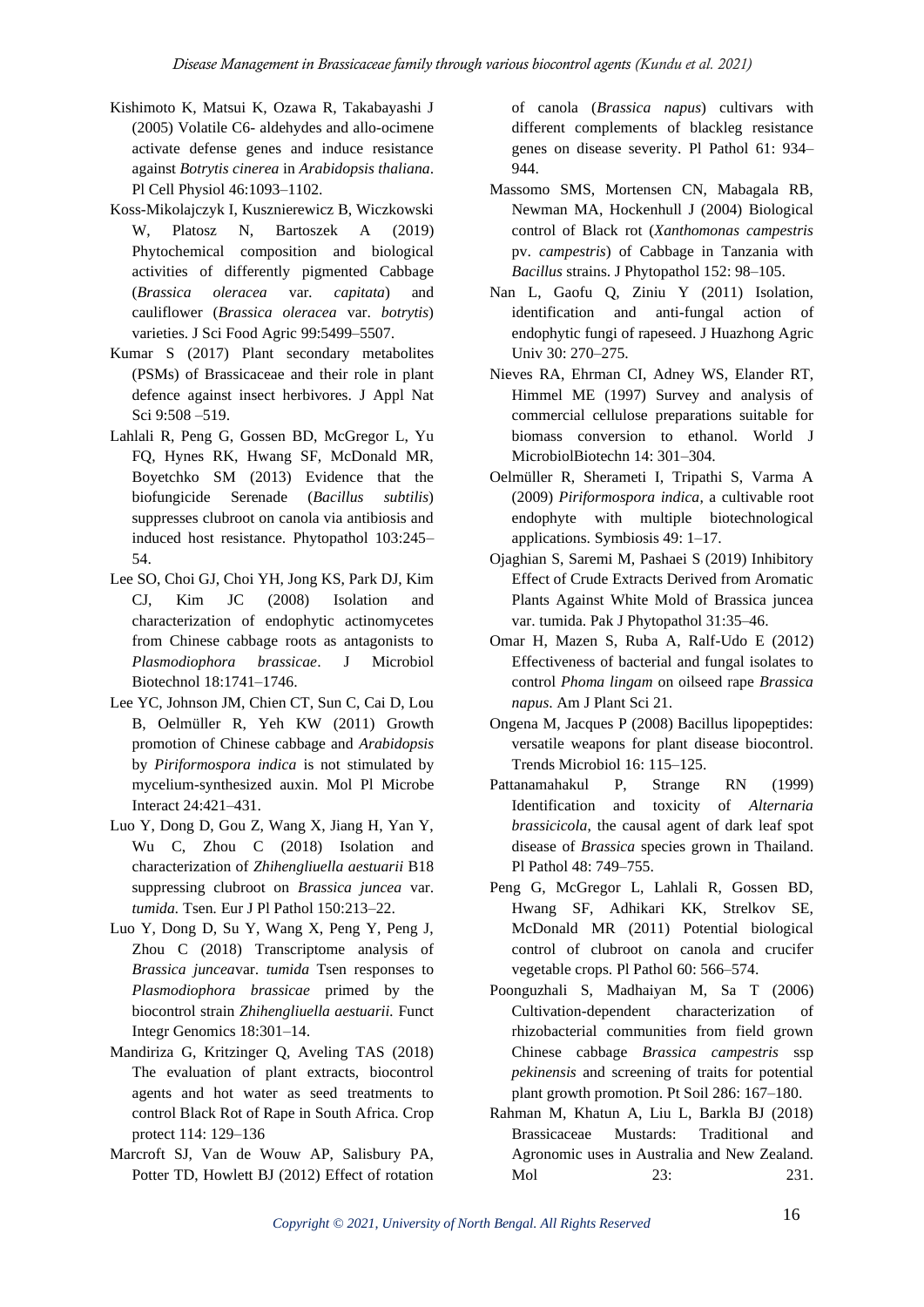Kishimoto K, Matsui K, Ozawa R, Takabayashi J (2005) Volatile C6- aldehydes and allo-ocimene activate defense genes and induce resistance against *Botrytis cinerea* in *Arabidopsis thaliana*. Pl Cell Physiol 46:1093–1102.

Koss-Mikolajczyk I, Kusznierewicz B, Wiczkowski W, Platosz N, Bartoszek A (2019) Phytochemical composition and biological activities of differently pigmented Cabbage (*Brassica oleracea* var. *capitata*) and cauliflower (*Brassica oleracea* var. *botrytis*) varieties. J Sci Food Agric 99:5499–5507.

Kumar S (2017) Plant secondary metabolites (PSMs) of Brassicaceae and their role in plant defence against insect herbivores. J Appl Nat Sci 9:508 –519.

Lahlali R, Peng G, Gossen BD, McGregor L, Yu FQ, Hynes RK, Hwang SF, McDonald MR, Boyetchko SM (2013) Evidence that the biofungicide Serenade (*Bacillus subtilis*) suppresses clubroot on canola via antibiosis and induced host resistance. Phytopathol 103:245–54.

Lee SO, Choi GJ, Choi YH, Jong KS, Park DJ, Kim CJ, Kim JC (2008) Isolation and characterization of endophytic actinomycetes from Chinese cabbage roots as antagonists to *Plasmodiophora brassicae*. J Microbiol Biotechnol 18:1741–1746.

Lee YC, Johnson JM, Chien CT, Sun C, Cai D, Lou B, Oelmüller R, Yeh KW (2011) Growth promotion of Chinese cabbage and *Arabidopsis* by *Piriformospora indica* is not stimulated by mycelium-synthesized auxin. Mol Pl Microbe Interact 24:421–431.

Luo Y, Dong D, Gou Z, Wang X, Jiang H, Yan Y, Wu C, Zhou C (2018) Isolation and characterization of *Zhihengliuella aestuarii* B18 suppressing clubroot on *Brassica juncea* var. *tumida.* Tsen. Eur J Pl Pathol 150:213–22.

Luo Y, Dong D, Su Y, Wang X, Peng Y, Peng J, Zhou C (2018) Transcriptome analysis of *Brassica juncea*var. *tumida* Tsen responses to *Plasmodiophora brassicae* primed by the biocontrol strain *Zhihengliuella aestuarii.* Funct Integr Genomics 18:301–14.

Mandiriza G, Kritzinger Q, Aveling TAS (2018) The evaluation of plant extracts, biocontrol agents and hot water as seed treatments to control Black Rot of Rape in South Africa. Crop protect 114: 129–136

Marcroft SJ, Van de Wouw AP, Salisbury PA, Potter TD, Howlett BJ (2012) Effect of rotation of canola (*Brassica napus*) cultivars with different complements of blackleg resistance genes on disease severity. Pl Pathol 61: 934–944.

Massomo SMS, Mortensen CN, Mabagala RB, Newman MA, Hockenhull J (2004) Biological control of Black rot (*Xanthomonas campestris* pv. *campestris*) of Cabbage in Tanzania with *Bacillus* strains. J Phytopathol 152: 98–105.

Nan L, Gaofu Q, Ziniu Y (2011) Isolation, identification and anti-fungal action of endophytic fungi of rapeseed. J Huazhong Agric Univ 30: 270–275.

Nieves RA, Ehrman CI, Adney WS, Elander RT, Himmel ME (1997) Survey and analysis of commercial cellulose preparations suitable for biomass conversion to ethanol. World J MicrobiolBiotechn 14: 301–304.

Oelmüller R, Sherameti I, Tripathi S, Varma A (2009) *Piriformospora indica*, a cultivable root endophyte with multiple biotechnological applications. Symbiosis 49: 1–17.

Ojaghian S, Saremi M, Pashaei S (2019) Inhibitory Effect of Crude Extracts Derived from Aromatic Plants Against White Mold of Brassica juncea var. tumida. Pak J Phytopathol 31:35–46.

Omar H, Mazen S, Ruba A, Ralf-Udo E (2012) Effectiveness of bacterial and fungal isolates to control *Phoma lingam* on oilseed rape *Brassica napus.* Am J Plant Sci 21.

Ongena M, Jacques P (2008) Bacillus lipopeptides: versatile weapons for plant disease biocontrol. Trends Microbiol 16: 115–125.

Pattanamahakul P, Strange RN (1999) Identification and toxicity of *Alternaria brassicicola*, the causal agent of dark leaf spot disease of *Brassica* species grown in Thailand. Pl Pathol 48: 749–755.

Peng G, McGregor L, Lahlali R, Gossen BD, Hwang SF, Adhikari KK, Strelkov SE, McDonald MR (2011) Potential biological control of clubroot on canola and crucifer vegetable crops. Pl Pathol 60: 566–574.

Poonguzhali S, Madhaiyan M, Sa T (2006) Cultivation-dependent characterization of rhizobacterial communities from field grown Chinese cabbage *Brassica campestris* ssp *pekinensis* and screening of traits for potential plant growth promotion. Pt Soil 286: 167–180.

Rahman M, Khatun A, Liu L, Barkla BJ (2018) Brassicaceae Mustards: Traditional and Agronomic uses in Australia and New Zealand. Mol 23: 231.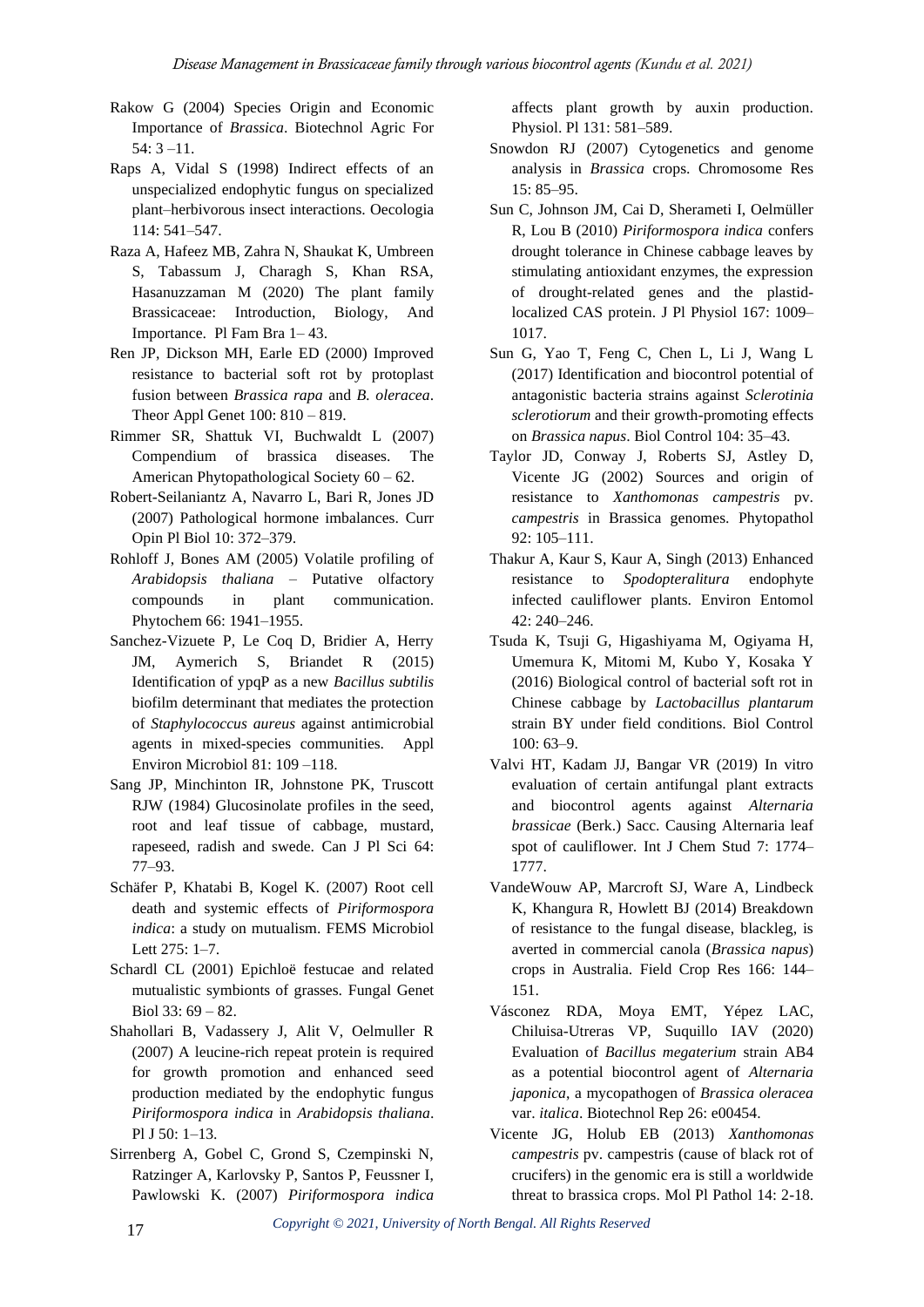Rakow G (2004) Species Origin and Economic Importance of *Brassica*. Biotechnol Agric For 54: 3 –11.

Raps A, Vidal S (1998) Indirect effects of an unspecialized endophytic fungus on specialized plant–herbivorous insect interactions. Oecologia 114: 541–547.

Raza A, Hafeez MB, Zahra N, Shaukat K, Umbreen S, Tabassum J, Charagh S, Khan RSA, Hasanuzzaman M (2020) The plant family Brassicaceae: Introduction, Biology, And Importance. Pl Fam Bra 1– 43.

Ren JP, Dickson MH, Earle ED (2000) Improved resistance to bacterial soft rot by protoplast fusion between *Brassica rapa* and *B. oleracea*. Theor Appl Genet 100: 810 – 819.

Rimmer SR, Shattuk VI, Buchwaldt L (2007) Compendium of brassica diseases. The American Phytopathological Society 60 – 62.

Robert-Seilaniantz A, Navarro L, Bari R, Jones JD (2007) Pathological hormone imbalances. Curr Opin Pl Biol 10: 372–379.

Rohloff J, Bones AM (2005) Volatile profiling of *Arabidopsis thaliana* – Putative olfactory compounds in plant communication. Phytochem 66: 1941–1955.

Sanchez-Vizuete P, Le Coq D, Bridier A, Herry JM, Aymerich S, Briandet R (2015) Identification of ypqP as a new *Bacillus subtilis* biofilm determinant that mediates the protection of *Staphylococcus aureus* against antimicrobial agents in mixed-species communities. Appl Environ Microbiol 81: 109 –118.

Sang JP, Minchinton IR, Johnstone PK, Truscott RJW (1984) Glucosinolate profiles in the seed, root and leaf tissue of cabbage, mustard, rapeseed, radish and swede. Can J Pl Sci 64: 77–93.

Schäfer P, Khatabi B, Kogel K. (2007) Root cell death and systemic effects of *Piriformospora indica*: a study on mutualism. FEMS Microbiol Lett 275: 1–7.

Schardl CL (2001) Epichloë festucae and related mutualistic symbionts of grasses. Fungal Genet Biol 33: 69 – 82.

Shahollari B, Vadassery J, Alit V, Oelmuller R (2007) A leucine-rich repeat protein is required for growth promotion and enhanced seed production mediated by the endophytic fungus *Piriformospora indica* in *Arabidopsis thaliana*. Pl J 50: 1–13.

Sirrenberg A, Gobel C, Grond S, Czempinski N, Ratzinger A, Karlovsky P, Santos P, Feussner I, Pawlowski K. (2007) *Piriformospora indica* affects plant growth by auxin production. Physiol. Pl 131: 581–589.

Snowdon RJ (2007) Cytogenetics and genome analysis in *Brassica* crops. Chromosome Res 15: 85–95.

Sun C, Johnson JM, Cai D, Sherameti I, Oelmüller R, Lou B (2010) *Piriformospora indica* confers drought tolerance in Chinese cabbage leaves by stimulating antioxidant enzymes, the expression of drought-related genes and the plastid-localized CAS protein. J Pl Physiol 167: 1009–1017.

Sun G, Yao T, Feng C, Chen L, Li J, Wang L (2017) Identification and biocontrol potential of antagonistic bacteria strains against *Sclerotinia sclerotiorum* and their growth-promoting effects on *Brassica napus*. Biol Control 104: 35–43.

Taylor JD, Conway J, Roberts SJ, Astley D, Vicente JG (2002) Sources and origin of resistance to *Xanthomonas campestris* pv. *campestris* in Brassica genomes. Phytopathol 92: 105–111.

Thakur A, Kaur S, Kaur A, Singh (2013) Enhanced resistance to *Spodopteralitura* endophyte infected cauliflower plants. Environ Entomol 42: 240–246.

Tsuda K, Tsuji G, Higashiyama M, Ogiyama H, Umemura K, Mitomi M, Kubo Y, Kosaka Y (2016) Biological control of bacterial soft rot in Chinese cabbage by *Lactobacillus plantarum* strain BY under field conditions. Biol Control 100: 63–9.

Valvi HT, Kadam JJ, Bangar VR (2019) In vitro evaluation of certain antifungal plant extracts and biocontrol agents against *Alternaria brassicae* (Berk.) Sacc. Causing Alternaria leaf spot of cauliflower. Int J Chem Stud 7: 1774–1777.

VandeWouw AP, Marcroft SJ, Ware A, Lindbeck K, Khangura R, Howlett BJ (2014) Breakdown of resistance to the fungal disease, blackleg, is averted in commercial canola (*Brassica napus*) crops in Australia. Field Crop Res 166: 144–151.

Vásconez RDA, Moya EMT, Yépez LAC, Chiluisa-Utreras VP, Suquillo IAV (2020) Evaluation of *Bacillus megaterium* strain AB4 as a potential biocontrol agent of *Alternaria japonica*, a mycopathogen of *Brassica oleracea* var. *italica*. Biotechnol Rep 26: e00454.

Vicente JG, Holub EB (2013) *Xanthomonas campestris* pv. campestris (cause of black rot of crucifers) in the genomic era is still a worldwide threat to brassica crops. Mol Pl Pathol 14: 2-18.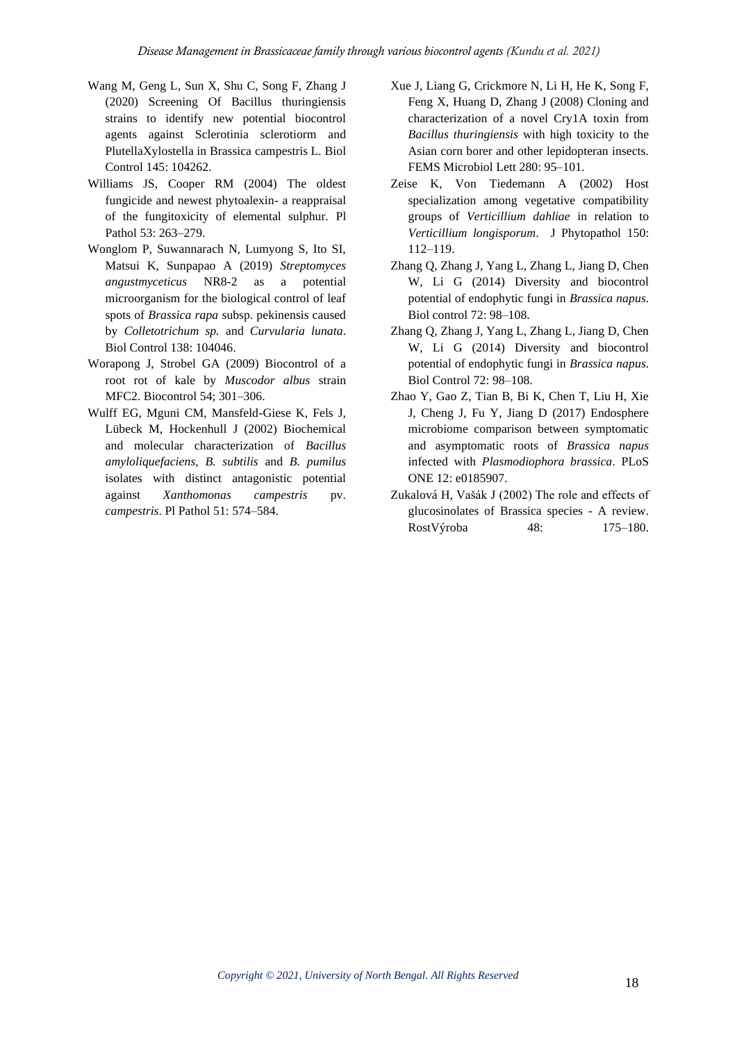Wang M, Geng L, Sun X, Shu C, Song F, Zhang J (2020) Screening Of Bacillus thuringiensis strains to identify new potential biocontrol agents against Sclerotinia sclerotiorm and PlutellaXylostella in Brassica campestris L. Biol Control 145: 104262.

Williams JS, Cooper RM (2004) The oldest fungicide and newest phytoalexin- a reappraisal of the fungitoxicity of elemental sulphur. Pl Pathol 53: 263–279.

Wonglom P, Suwannarach N, Lumyong S, Ito SI, Matsui K, Sunpapao A (2019) *Streptomyces angustmyceticus* NR8-2 as a potential microorganism for the biological control of leaf spots of *Brassica rapa* subsp. pekinensis caused by *Colletotrichum sp.* and *Curvularia lunata*. Biol Control 138: 104046.

Worapong J, Strobel GA (2009) Biocontrol of a root rot of kale by *Muscodor albus* strain MFC2. Biocontrol 54; 301–306.

Wulff EG, Mguni CM, Mansfeld-Giese K, Fels J, Lübeck M, Hockenhull J (2002) Biochemical and molecular characterization of *Bacillus amyloliquefaciens*, *B. subtilis* and *B. pumilus* isolates with distinct antagonistic potential against *Xanthomonas campestris* pv. *campestris*. Pl Pathol 51: 574–584.

Xue J, Liang G, Crickmore N, Li H, He K, Song F, Feng X, Huang D, Zhang J (2008) Cloning and characterization of a novel Cry1A toxin from *Bacillus thuringiensis* with high toxicity to the Asian corn borer and other lepidopteran insects. FEMS Microbiol Lett 280: 95–101.

Zeise K, Von Tiedemann A (2002) Host specialization among vegetative compatibility groups of *Verticillium dahliae* in relation to *Verticillium longisporum*. J Phytopathol 150: 112–119.

Zhang Q, Zhang J, Yang L, Zhang L, Jiang D, Chen W, Li G (2014) Diversity and biocontrol potential of endophytic fungi in *Brassica napus*. Biol control 72: 98–108.

Zhang Q, Zhang J, Yang L, Zhang L, Jiang D, Chen W, Li G (2014) Diversity and biocontrol potential of endophytic fungi in *Brassica napus*. Biol Control 72: 98–108.

Zhao Y, Gao Z, Tian B, Bi K, Chen T, Liu H, Xie J, Cheng J, Fu Y, Jiang D (2017) Endosphere microbiome comparison between symptomatic and asymptomatic roots of *Brassica napus* infected with *Plasmodiophora brassica*. PLoS ONE 12: e0185907.

Zukalová H, Vašák J (2002) The role and effects of glucosinolates of Brassica species - A review. RostVýroba 48: 175–180.